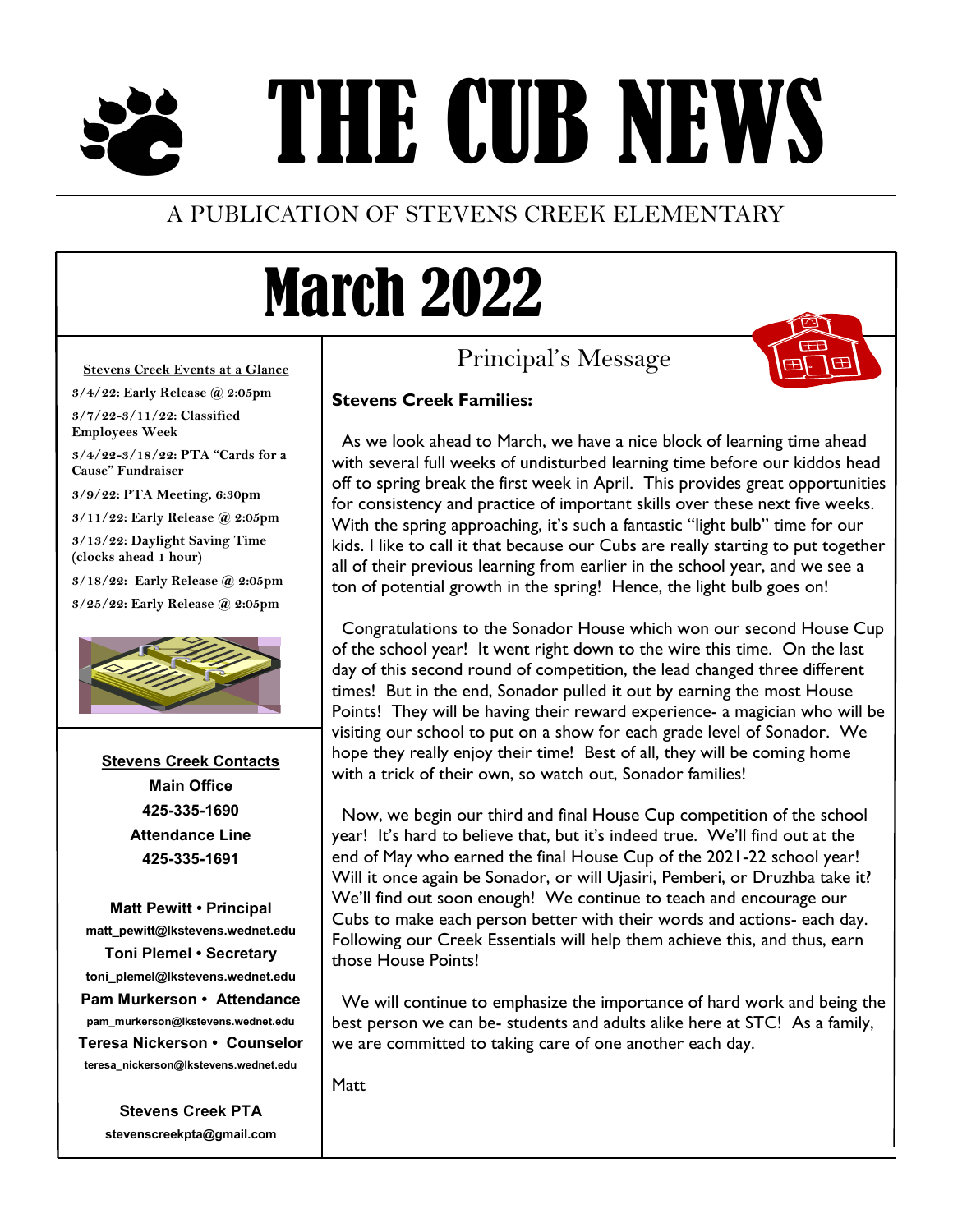# THE CUB NEWS

A PUBLICATION OF STEVENS CREEK ELEMENTARY

# March 2022

## Principal's Message

**Stevens Creek Families:**

As we look ahead to March, we have a nice block of learning time ahead with several full weeks of undisturbed learning time before our kiddos head off to spring break the first week in April. This provides great opportunities for consistency and practice of important skills over these next five weeks. With the spring approaching, it's such a fantastic "light bulb" time for our kids. I like to call it that because our Cubs are really starting to put together all of their previous learning from earlier in the school year, and we see a ton of potential growth in the spring! Hence, the light bulb goes on!

Congratulations to the Sonador House which won our second House Cup of the school year! It went right down to the wire this time. On the last day of this second round of competition, the lead changed three different times! But in the end, Sonador pulled it out by earning the most House Points! They will be having their reward experience- a magician who will be visiting our school to put on a show for each grade level of Sonador. We hope they really enjoy their time! Best of all, they will be coming home with a trick of their own, so watch out, Sonador families!

Now, we begin our third and final House Cup competition of the school year! It's hard to believe that, but it's indeed true. We'll find out at the end of May who earned the final House Cup of the 2021-22 school year! Will it once again be Sonador, or will Ujasiri, Pemberi, or Druzhba take it? We'll find out soon enough! We continue to teach and encourage our Cubs to make each person better with their words and actions- each day. Following our Creek Essentials will help them achieve this, and thus, earn those House Points!

We will continue to emphasize the importance of hard work and being the best person we can be- students and adults alike here at STC! As a family, we are committed to taking care of one another each day.

Matt

### Stevens Creek Events at a Glance

**3/4/22: Early Release @ 2:05pm**

**3/7/22-3/11/22: Classified Employees Week**

**3/4/22-3/18/22: PTA "Cards for a Cause" Fundraiser**

**3/9/22: PTA Meeting, 6:30pm**

**3/11/22: Early Release @ 2:05pm**

**3/13/22: Daylight Saving Time (clocks ahead 1 hour)**

**3/18/22: Early Release @ 2:05pm**

**3/25/22: Early Release @ 2:05pm**

### Stevens Creek Contacts

**Main Office**
**425-335-1690**

**Attendance Line**
**425-335-1691**

**Matt Pewitt • Principal**
matt_pewitt@lkstevens.wednet.edu

**Toni Plemel • Secretary**
toni_plemel@lkstevens.wednet.edu

**Pam Murkerson • Attendance**
pam_murkerson@lkstevens.wednet.edu

**Teresa Nickerson • Counselor**
teresa_nickerson@lkstevens.wednet.edu

**Stevens Creek PTA**
stevenscreekpta@gmail.com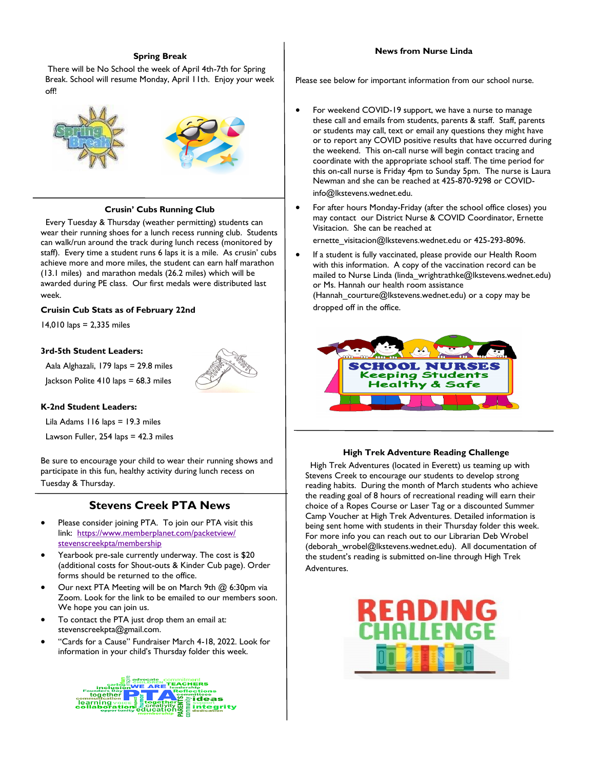## Spring Break

There will be No School the week of April 4th-7th for Spring Break. School will resume Monday, April 11th. Enjoy your week off!

## Crusin' Cubs Running Club

Every Tuesday & Thursday (weather permitting) students can wear their running shoes for a lunch recess running club. Students can walk/run around the track during lunch recess (monitored by staff). Every time a student runs 6 laps it is a mile. As crusin' cubs achieve more and more miles, the student can earn half marathon (13.1 miles) and marathon medals (26.2 miles) which will be awarded during PE class. Our first medals were distributed last week.

**Cruisin Cub Stats as of February 22nd**

14,010 laps = 2,335 miles

**3rd-5th Student Leaders:**

Aala Alghazali, 179 laps = 29.8 miles

Jackson Polite 410 laps = 68.3 miles

**K-2nd Student Leaders:**

Lila Adams 116 laps = 19.3 miles

Lawson Fuller, 254 laps = 42.3 miles

Be sure to encourage your child to wear their running shows and participate in this fun, healthy activity during lunch recess on Tuesday & Thursday.

## Stevens Creek PTA News

- Please consider joining PTA. To join our PTA visit this link: https://www.memberplanet.com/packetview/stevenscreekpta/membership
- Yearbook pre-sale currently underway. The cost is $20 (additional costs for Shout-outs & Kinder Cub page). Order forms should be returned to the office.
- Our next PTA Meeting will be on March 9th @ 6:30pm via Zoom. Look for the link to be emailed to our members soon. We hope you can join us.
- To contact the PTA just drop them an email at: stevenscreekpta@gmail.com.
- "Cards for a Cause" Fundraiser March 4-18, 2022. Look for information in your child's Thursday folder this week.

## News from Nurse Linda

Please see below for important information from our school nurse.

- For weekend COVID-19 support, we have a nurse to manage these call and emails from students, parents & staff. Staff, parents or students may call, text or email any questions they might have or to report any COVID positive results that have occurred during the weekend. This on-call nurse will begin contact tracing and coordinate with the appropriate school staff. The time period for this on-call nurse is Friday 4pm to Sunday 5pm. The nurse is Laura Newman and she can be reached at 425-870-9298 or COVID-info@lkstevens.wednet.edu.
- For after hours Monday-Friday (after the school office closes) you may contact our District Nurse & COVID Coordinator, Ernette Visitacion. She can be reached at ernette_visitacion@lkstevens.wednet.edu or 425-293-8096.
- If a student is fully vaccinated, please provide our Health Room with this information. A copy of the vaccination record can be mailed to Nurse Linda (linda_wrightrathke@lkstevens.wednet.edu) or Ms. Hannah our health room assistance (Hannah_courture@lkstevens.wednet.edu) or a copy may be dropped off in the office.

## High Trek Adventure Reading Challenge

High Trek Adventures (located in Everett) us teaming up with Stevens Creek to encourage our students to develop strong reading habits. During the month of March students who achieve the reading goal of 8 hours of recreational reading will earn their choice of a Ropes Course or Laser Tag or a discounted Summer Camp Voucher at High Trek Adventures. Detailed information is being sent home with students in their Thursday folder this week. For more info you can reach out to our Librarian Deb Wrobel (deborah_wrobel@lkstevens.wednet.edu). All documentation of the student's reading is submitted on-line through High Trek Adventures.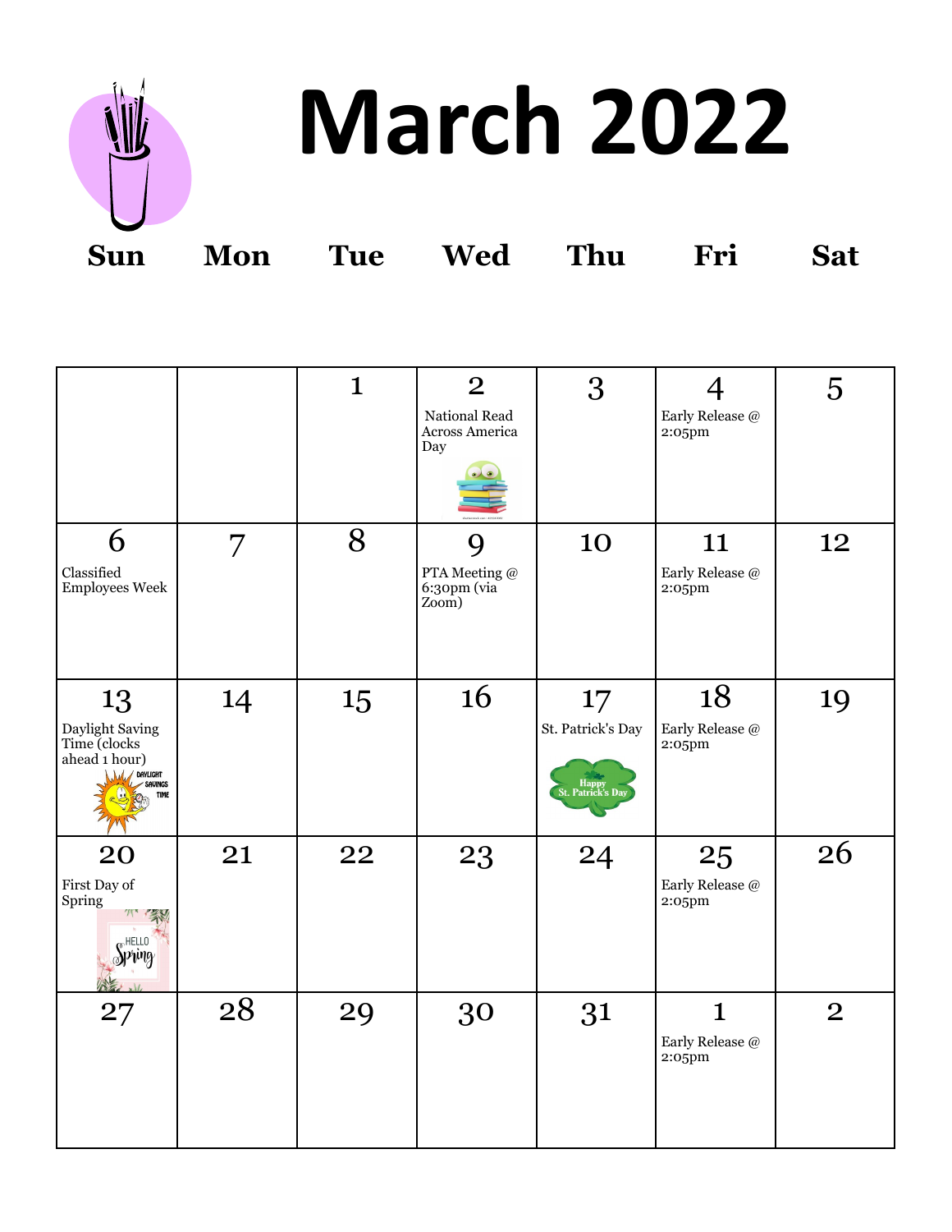# March 2022

| Sun | Mon | Tue | Wed | Thu | Fri | Sat |
|---|---|---|---|---|---|---|
| | | 1 | 2 National Read Across America Day | 3 | 4 Early Release @ 2:05pm | 5 |
| 6 Classified Employees Week | 7 | 8 | 9 PTA Meeting @ 6:30pm (via Zoom) | 10 | 11 Early Release @ 2:05pm | 12 |
| 13 Daylight Saving Time (clocks ahead 1 hour) | 14 | 15 | 16 | 17 St. Patrick's Day | 18 Early Release @ 2:05pm | 19 |
| 20 First Day of Spring | 21 | 22 | 23 | 24 | 25 Early Release @ 2:05pm | 26 |
| 27 | 28 | 29 | 30 | 31 | 1 Early Release @ 2:05pm | 2 |